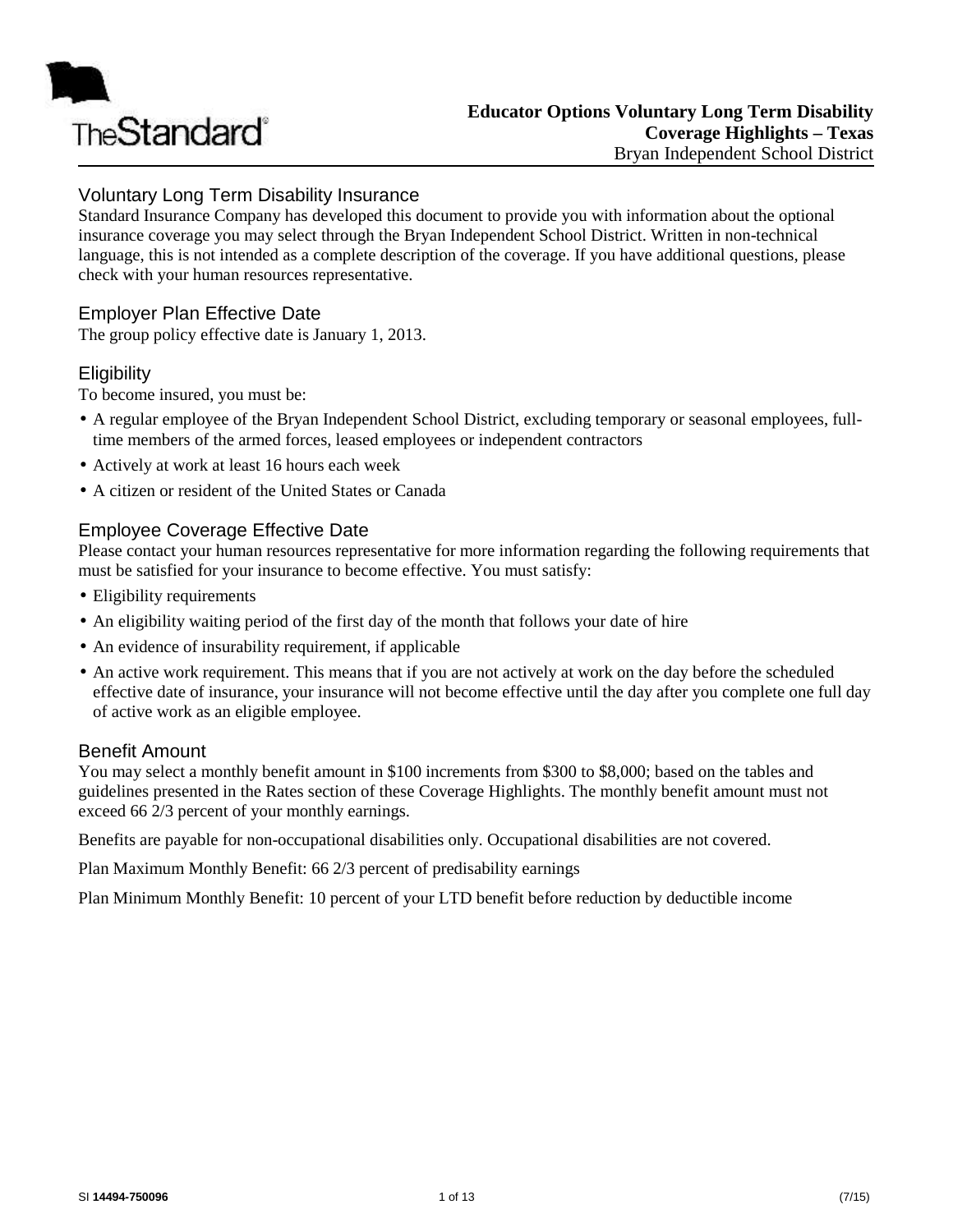**Educator Options Voluntary Long Term Disability**
**Coverage Highlights – Texas**
Bryan Independent School District

## Voluntary Long Term Disability Insurance

Standard Insurance Company has developed this document to provide you with information about the optional insurance coverage you may select through the Bryan Independent School District. Written in non-technical language, this is not intended as a complete description of the coverage. If you have additional questions, please check with your human resources representative.

## Employer Plan Effective Date

The group policy effective date is January 1, 2013.

## Eligibility

To become insured, you must be:

- A regular employee of the Bryan Independent School District, excluding temporary or seasonal employees, full-time members of the armed forces, leased employees or independent contractors
- Actively at work at least 16 hours each week
- A citizen or resident of the United States or Canada

## Employee Coverage Effective Date

Please contact your human resources representative for more information regarding the following requirements that must be satisfied for your insurance to become effective. You must satisfy:

- Eligibility requirements
- An eligibility waiting period of the first day of the month that follows your date of hire
- An evidence of insurability requirement, if applicable
- An active work requirement. This means that if you are not actively at work on the day before the scheduled effective date of insurance, your insurance will not become effective until the day after you complete one full day of active work as an eligible employee.

## Benefit Amount

You may select a monthly benefit amount in $100 increments from $300 to $8,000; based on the tables and guidelines presented in the Rates section of these Coverage Highlights. The monthly benefit amount must not exceed 66 2/3 percent of your monthly earnings.

Benefits are payable for non-occupational disabilities only. Occupational disabilities are not covered.

Plan Maximum Monthly Benefit: 66 2/3 percent of predisability earnings

Plan Minimum Monthly Benefit: 10 percent of your LTD benefit before reduction by deductible income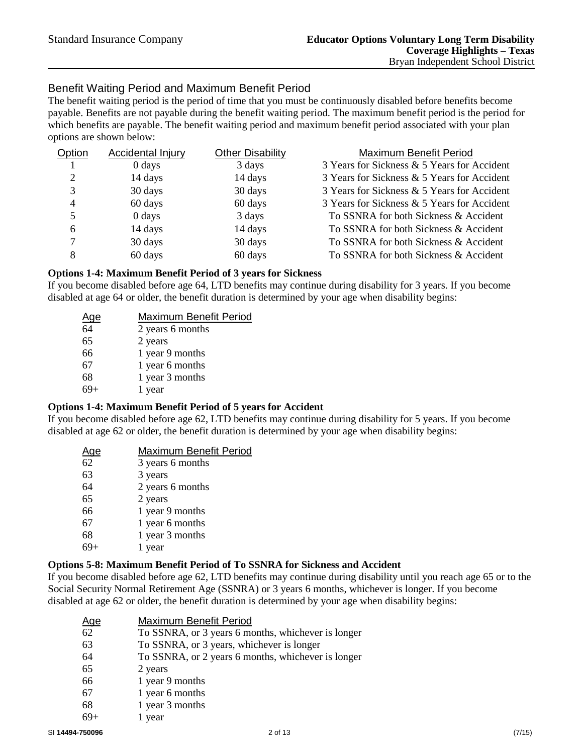## Benefit Waiting Period and Maximum Benefit Period

The benefit waiting period is the period of time that you must be continuously disabled before benefits become payable. Benefits are not payable during the benefit waiting period. The maximum benefit period is the period for which benefits are payable. The benefit waiting period and maximum benefit period associated with your plan options are shown below:

| Option | Accidental Injury | Other Disability | Maximum Benefit Period |
|---|---|---|---|
| 1 | 0 days | 3 days | 3 Years for Sickness & 5 Years for Accident |
| 2 | 14 days | 14 days | 3 Years for Sickness & 5 Years for Accident |
| 3 | 30 days | 30 days | 3 Years for Sickness & 5 Years for Accident |
| 4 | 60 days | 60 days | 3 Years for Sickness & 5 Years for Accident |
| 5 | 0 days | 3 days | To SSNRA for both Sickness & Accident |
| 6 | 14 days | 14 days | To SSNRA for both Sickness & Accident |
| 7 | 30 days | 30 days | To SSNRA for both Sickness & Accident |
| 8 | 60 days | 60 days | To SSNRA for both Sickness & Accident |

**Options 1-4: Maximum Benefit Period of 3 years for Sickness**

If you become disabled before age 64, LTD benefits may continue during disability for 3 years. If you become disabled at age 64 or older, the benefit duration is determined by your age when disability begins:

| Age | Maximum Benefit Period |
|---|---|
| 64 | 2 years 6 months |
| 65 | 2 years |
| 66 | 1 year 9 months |
| 67 | 1 year 6 months |
| 68 | 1 year 3 months |
| 69+ | 1 year |

**Options 1-4: Maximum Benefit Period of 5 years for Accident**

If you become disabled before age 62, LTD benefits may continue during disability for 5 years. If you become disabled at age 62 or older, the benefit duration is determined by your age when disability begins:

| Age | Maximum Benefit Period |
|---|---|
| 62 | 3 years 6 months |
| 63 | 3 years |
| 64 | 2 years 6 months |
| 65 | 2 years |
| 66 | 1 year 9 months |
| 67 | 1 year 6 months |
| 68 | 1 year 3 months |
| 69+ | 1 year |

**Options 5-8: Maximum Benefit Period of To SSNRA for Sickness and Accident**

If you become disabled before age 62, LTD benefits may continue during disability until you reach age 65 or to the Social Security Normal Retirement Age (SSNRA) or 3 years 6 months, whichever is longer. If you become disabled at age 62 or older, the benefit duration is determined by your age when disability begins:

| Age | Maximum Benefit Period |
|---|---|
| 62 | To SSNRA, or 3 years 6 months, whichever is longer |
| 63 | To SSNRA, or 3 years, whichever is longer |
| 64 | To SSNRA, or 2 years 6 months, whichever is longer |
| 65 | 2 years |
| 66 | 1 year 9 months |
| 67 | 1 year 6 months |
| 68 | 1 year 3 months |
| 69+ | 1 year |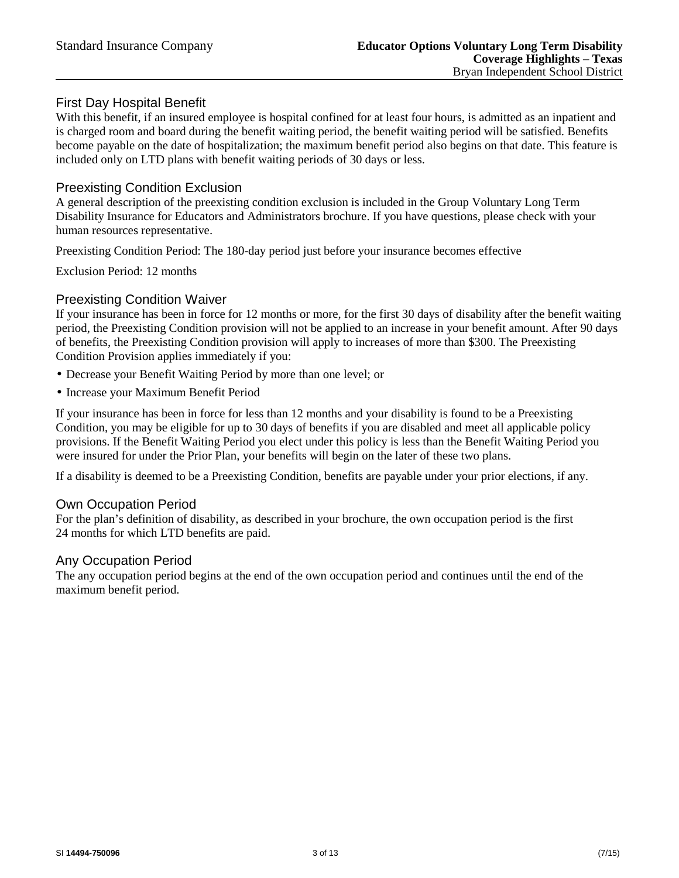## First Day Hospital Benefit

With this benefit, if an insured employee is hospital confined for at least four hours, is admitted as an inpatient and is charged room and board during the benefit waiting period, the benefit waiting period will be satisfied. Benefits become payable on the date of hospitalization; the maximum benefit period also begins on that date. This feature is included only on LTD plans with benefit waiting periods of 30 days or less.

## Preexisting Condition Exclusion

A general description of the preexisting condition exclusion is included in the Group Voluntary Long Term Disability Insurance for Educators and Administrators brochure. If you have questions, please check with your human resources representative.

Preexisting Condition Period: The 180-day period just before your insurance becomes effective

Exclusion Period: 12 months

## Preexisting Condition Waiver

If your insurance has been in force for 12 months or more, for the first 30 days of disability after the benefit waiting period, the Preexisting Condition provision will not be applied to an increase in your benefit amount. After 90 days of benefits, the Preexisting Condition provision will apply to increases of more than $300. The Preexisting Condition Provision applies immediately if you:

- Decrease your Benefit Waiting Period by more than one level; or
- Increase your Maximum Benefit Period

If your insurance has been in force for less than 12 months and your disability is found to be a Preexisting Condition, you may be eligible for up to 30 days of benefits if you are disabled and meet all applicable policy provisions. If the Benefit Waiting Period you elect under this policy is less than the Benefit Waiting Period you were insured for under the Prior Plan, your benefits will begin on the later of these two plans.

If a disability is deemed to be a Preexisting Condition, benefits are payable under your prior elections, if any.

## Own Occupation Period

For the plan's definition of disability, as described in your brochure, the own occupation period is the first 24 months for which LTD benefits are paid.

## Any Occupation Period

The any occupation period begins at the end of the own occupation period and continues until the end of the maximum benefit period.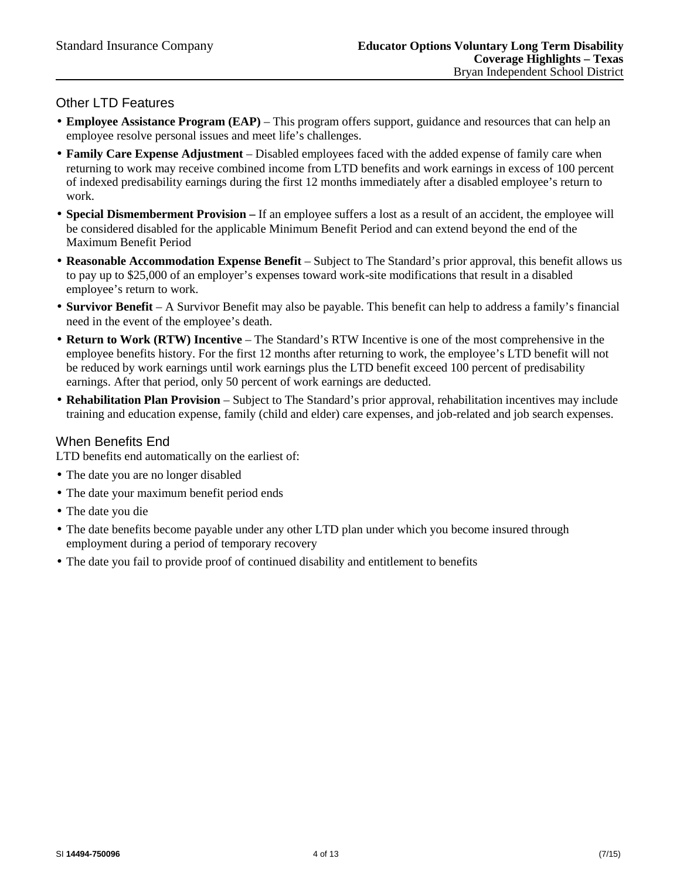## Other LTD Features

- **Employee Assistance Program (EAP)** – This program offers support, guidance and resources that can help an employee resolve personal issues and meet life's challenges.
- **Family Care Expense Adjustment** – Disabled employees faced with the added expense of family care when returning to work may receive combined income from LTD benefits and work earnings in excess of 100 percent of indexed predisability earnings during the first 12 months immediately after a disabled employee's return to work.
- **Special Dismemberment Provision –** If an employee suffers a lost as a result of an accident, the employee will be considered disabled for the applicable Minimum Benefit Period and can extend beyond the end of the Maximum Benefit Period
- **Reasonable Accommodation Expense Benefit** – Subject to The Standard's prior approval, this benefit allows us to pay up to $25,000 of an employer's expenses toward work-site modifications that result in a disabled employee's return to work.
- **Survivor Benefit** – A Survivor Benefit may also be payable. This benefit can help to address a family's financial need in the event of the employee's death.
- **Return to Work (RTW) Incentive** – The Standard's RTW Incentive is one of the most comprehensive in the employee benefits history. For the first 12 months after returning to work, the employee's LTD benefit will not be reduced by work earnings until work earnings plus the LTD benefit exceed 100 percent of predisability earnings. After that period, only 50 percent of work earnings are deducted.
- **Rehabilitation Plan Provision** – Subject to The Standard's prior approval, rehabilitation incentives may include training and education expense, family (child and elder) care expenses, and job-related and job search expenses.

## When Benefits End

LTD benefits end automatically on the earliest of:

- The date you are no longer disabled
- The date your maximum benefit period ends
- The date you die
- The date benefits become payable under any other LTD plan under which you become insured through employment during a period of temporary recovery
- The date you fail to provide proof of continued disability and entitlement to benefits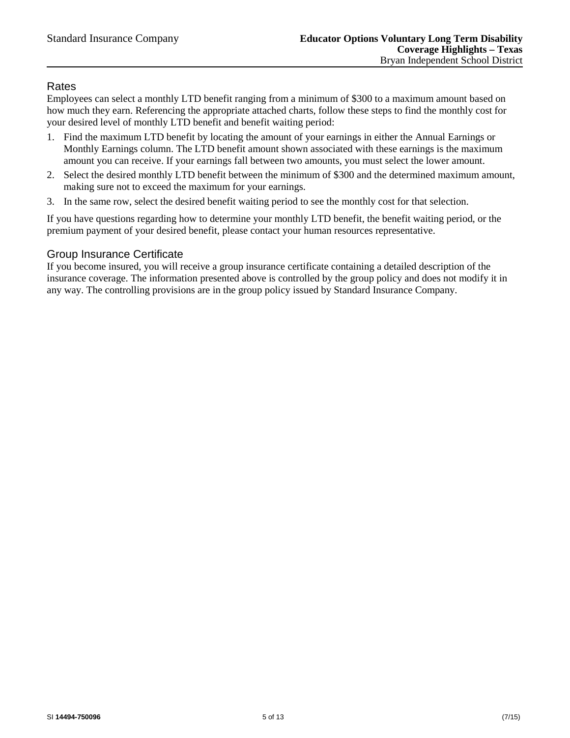## Rates

Employees can select a monthly LTD benefit ranging from a minimum of $300 to a maximum amount based on how much they earn. Referencing the appropriate attached charts, follow these steps to find the monthly cost for your desired level of monthly LTD benefit and benefit waiting period:

1. Find the maximum LTD benefit by locating the amount of your earnings in either the Annual Earnings or Monthly Earnings column. The LTD benefit amount shown associated with these earnings is the maximum amount you can receive. If your earnings fall between two amounts, you must select the lower amount.
2. Select the desired monthly LTD benefit between the minimum of $300 and the determined maximum amount, making sure not to exceed the maximum for your earnings.
3. In the same row, select the desired benefit waiting period to see the monthly cost for that selection.

If you have questions regarding how to determine your monthly LTD benefit, the benefit waiting period, or the premium payment of your desired benefit, please contact your human resources representative.

## Group Insurance Certificate

If you become insured, you will receive a group insurance certificate containing a detailed description of the insurance coverage. The information presented above is controlled by the group policy and does not modify it in any way. The controlling provisions are in the group policy issued by Standard Insurance Company.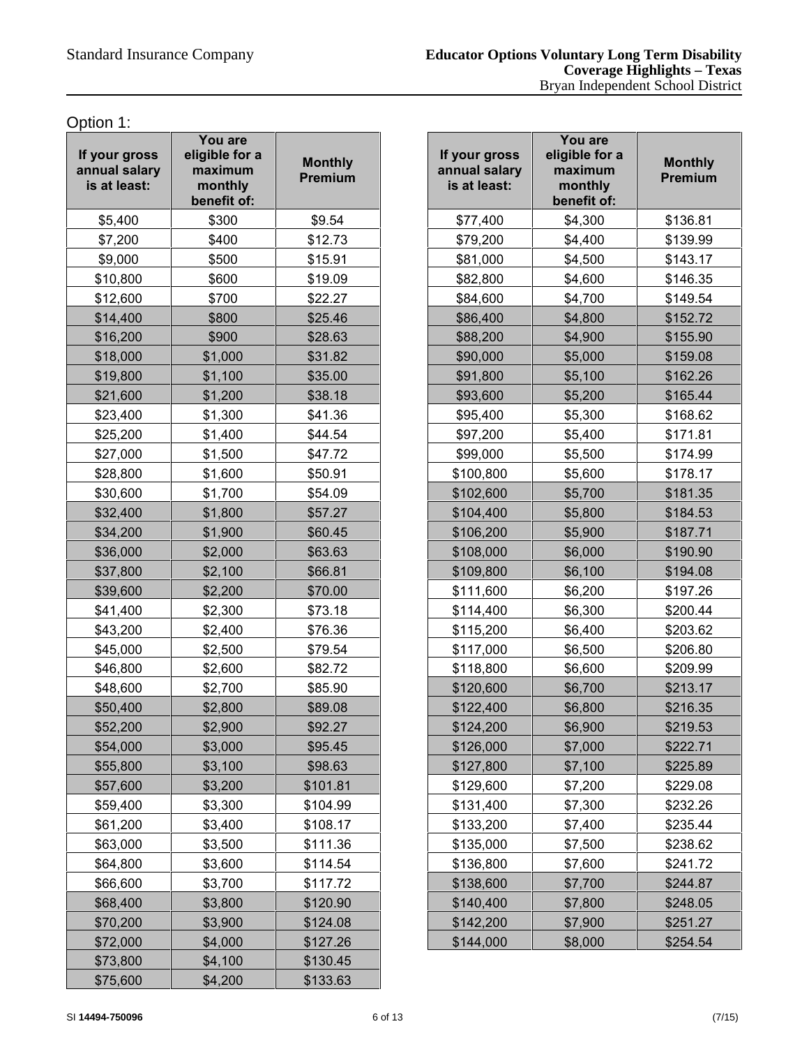Option 1:

| If your gross annual salary is at least: | You are eligible for a maximum monthly benefit of: | Monthly Premium |
|---|---|---|
| $5,400 | $300 | $9.54 |
| $7,200 | $400 | $12.73 |
| $9,000 | $500 | $15.91 |
| $10,800 | $600 | $19.09 |
| $12,600 | $700 | $22.27 |
| $14,400 | $800 | $25.46 |
| $16,200 | $900 | $28.63 |
| $18,000 | $1,000 | $31.82 |
| $19,800 | $1,100 | $35.00 |
| $21,600 | $1,200 | $38.18 |
| $23,400 | $1,300 | $41.36 |
| $25,200 | $1,400 | $44.54 |
| $27,000 | $1,500 | $47.72 |
| $28,800 | $1,600 | $50.91 |
| $30,600 | $1,700 | $54.09 |
| $32,400 | $1,800 | $57.27 |
| $34,200 | $1,900 | $60.45 |
| $36,000 | $2,000 | $63.63 |
| $37,800 | $2,100 | $66.81 |
| $39,600 | $2,200 | $70.00 |
| $41,400 | $2,300 | $73.18 |
| $43,200 | $2,400 | $76.36 |
| $45,000 | $2,500 | $79.54 |
| $46,800 | $2,600 | $82.72 |
| $48,600 | $2,700 | $85.90 |
| $50,400 | $2,800 | $89.08 |
| $52,200 | $2,900 | $92.27 |
| $54,000 | $3,000 | $95.45 |
| $55,800 | $3,100 | $98.63 |
| $57,600 | $3,200 | $101.81 |
| $59,400 | $3,300 | $104.99 |
| $61,200 | $3,400 | $108.17 |
| $63,000 | $3,500 | $111.36 |
| $64,800 | $3,600 | $114.54 |
| $66,600 | $3,700 | $117.72 |
| $68,400 | $3,800 | $120.90 |
| $70,200 | $3,900 | $124.08 |
| $72,000 | $4,000 | $127.26 |
| $73,800 | $4,100 | $130.45 |
| $75,600 | $4,200 | $133.63 |
| $77,400 | $4,300 | $136.81 |
| $79,200 | $4,400 | $139.99 |
| $81,000 | $4,500 | $143.17 |
| $82,800 | $4,600 | $146.35 |
| $84,600 | $4,700 | $149.54 |
| $86,400 | $4,800 | $152.72 |
| $88,200 | $4,900 | $155.90 |
| $90,000 | $5,000 | $159.08 |
| $91,800 | $5,100 | $162.26 |
| $93,600 | $5,200 | $165.44 |
| $95,400 | $5,300 | $168.62 |
| $97,200 | $5,400 | $171.81 |
| $99,000 | $5,500 | $174.99 |
| $100,800 | $5,600 | $178.17 |
| $102,600 | $5,700 | $181.35 |
| $104,400 | $5,800 | $184.53 |
| $106,200 | $5,900 | $187.71 |
| $108,000 | $6,000 | $190.90 |
| $109,800 | $6,100 | $194.08 |
| $111,600 | $6,200 | $197.26 |
| $114,400 | $6,300 | $200.44 |
| $115,200 | $6,400 | $203.62 |
| $117,000 | $6,500 | $206.80 |
| $118,800 | $6,600 | $209.99 |
| $120,600 | $6,700 | $213.17 |
| $122,400 | $6,800 | $216.35 |
| $124,200 | $6,900 | $219.53 |
| $126,000 | $7,000 | $222.71 |
| $127,800 | $7,100 | $225.89 |
| $129,600 | $7,200 | $229.08 |
| $131,400 | $7,300 | $232.26 |
| $133,200 | $7,400 | $235.44 |
| $135,000 | $7,500 | $238.62 |
| $136,800 | $7,600 | $241.72 |
| $138,600 | $7,700 | $244.87 |
| $140,400 | $7,800 | $248.05 |
| $142,200 | $7,900 | $251.27 |
| $144,000 | $8,000 | $254.54 |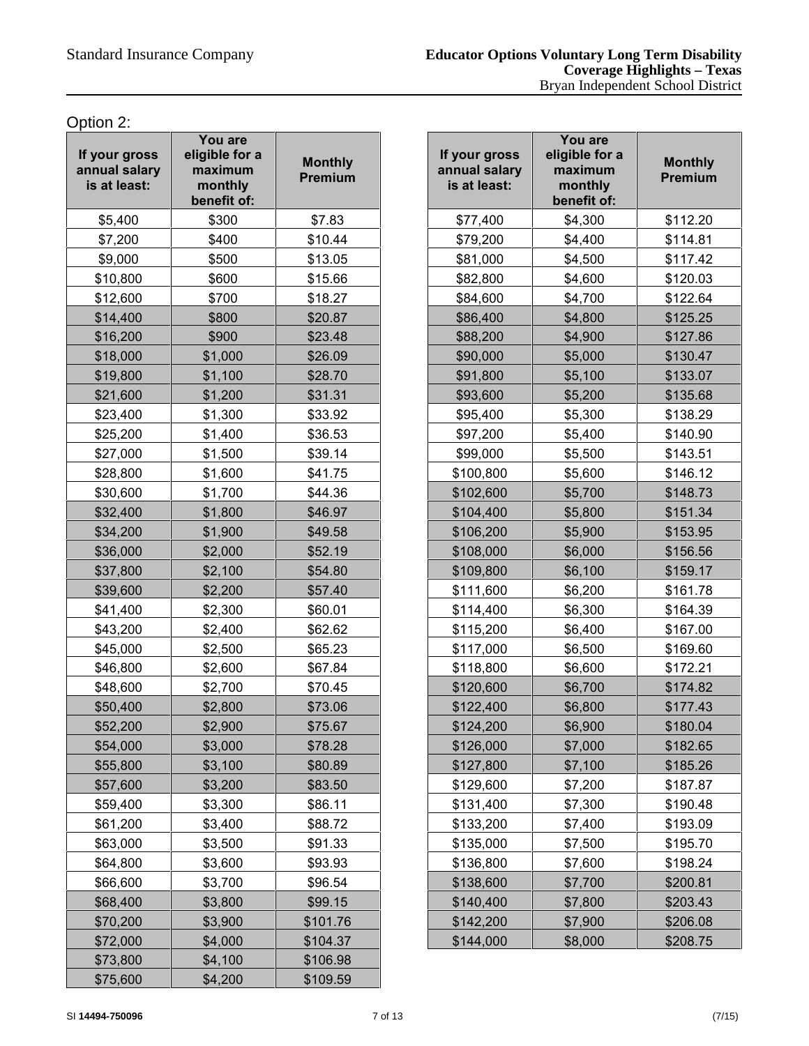Option 2:

| If your gross annual salary is at least: | You are eligible for a maximum monthly benefit of: | Monthly Premium |
|---|---|---|
| $5,400 | $300 | $7.83 |
| $7,200 | $400 | $10.44 |
| $9,000 | $500 | $13.05 |
| $10,800 | $600 | $15.66 |
| $12,600 | $700 | $18.27 |
| $14,400 | $800 | $20.87 |
| $16,200 | $900 | $23.48 |
| $18,000 | $1,000 | $26.09 |
| $19,800 | $1,100 | $28.70 |
| $21,600 | $1,200 | $31.31 |
| $23,400 | $1,300 | $33.92 |
| $25,200 | $1,400 | $36.53 |
| $27,000 | $1,500 | $39.14 |
| $28,800 | $1,600 | $41.75 |
| $30,600 | $1,700 | $44.36 |
| $32,400 | $1,800 | $46.97 |
| $34,200 | $1,900 | $49.58 |
| $36,000 | $2,000 | $52.19 |
| $37,800 | $2,100 | $54.80 |
| $39,600 | $2,200 | $57.40 |
| $41,400 | $2,300 | $60.01 |
| $43,200 | $2,400 | $62.62 |
| $45,000 | $2,500 | $65.23 |
| $46,800 | $2,600 | $67.84 |
| $48,600 | $2,700 | $70.45 |
| $50,400 | $2,800 | $73.06 |
| $52,200 | $2,900 | $75.67 |
| $54,000 | $3,000 | $78.28 |
| $55,800 | $3,100 | $80.89 |
| $57,600 | $3,200 | $83.50 |
| $59,400 | $3,300 | $86.11 |
| $61,200 | $3,400 | $88.72 |
| $63,000 | $3,500 | $91.33 |
| $64,800 | $3,600 | $93.93 |
| $66,600 | $3,700 | $96.54 |
| $68,400 | $3,800 | $99.15 |
| $70,200 | $3,900 | $101.76 |
| $72,000 | $4,000 | $104.37 |
| $73,800 | $4,100 | $106.98 |
| $75,600 | $4,200 | $109.59 |
| $77,400 | $4,300 | $112.20 |
| $79,200 | $4,400 | $114.81 |
| $81,000 | $4,500 | $117.42 |
| $82,800 | $4,600 | $120.03 |
| $84,600 | $4,700 | $122.64 |
| $86,400 | $4,800 | $125.25 |
| $88,200 | $4,900 | $127.86 |
| $90,000 | $5,000 | $130.47 |
| $91,800 | $5,100 | $133.07 |
| $93,600 | $5,200 | $135.68 |
| $95,400 | $5,300 | $138.29 |
| $97,200 | $5,400 | $140.90 |
| $99,000 | $5,500 | $143.51 |
| $100,800 | $5,600 | $146.12 |
| $102,600 | $5,700 | $148.73 |
| $104,400 | $5,800 | $151.34 |
| $106,200 | $5,900 | $153.95 |
| $108,000 | $6,000 | $156.56 |
| $109,800 | $6,100 | $159.17 |
| $111,600 | $6,200 | $161.78 |
| $114,400 | $6,300 | $164.39 |
| $115,200 | $6,400 | $167.00 |
| $117,000 | $6,500 | $169.60 |
| $118,800 | $6,600 | $172.21 |
| $120,600 | $6,700 | $174.82 |
| $122,400 | $6,800 | $177.43 |
| $124,200 | $6,900 | $180.04 |
| $126,000 | $7,000 | $182.65 |
| $127,800 | $7,100 | $185.26 |
| $129,600 | $7,200 | $187.87 |
| $131,400 | $7,300 | $190.48 |
| $133,200 | $7,400 | $193.09 |
| $135,000 | $7,500 | $195.70 |
| $136,800 | $7,600 | $198.24 |
| $138,600 | $7,700 | $200.81 |
| $140,400 | $7,800 | $203.43 |
| $142,200 | $7,900 | $206.08 |
| $144,000 | $8,000 | $208.75 |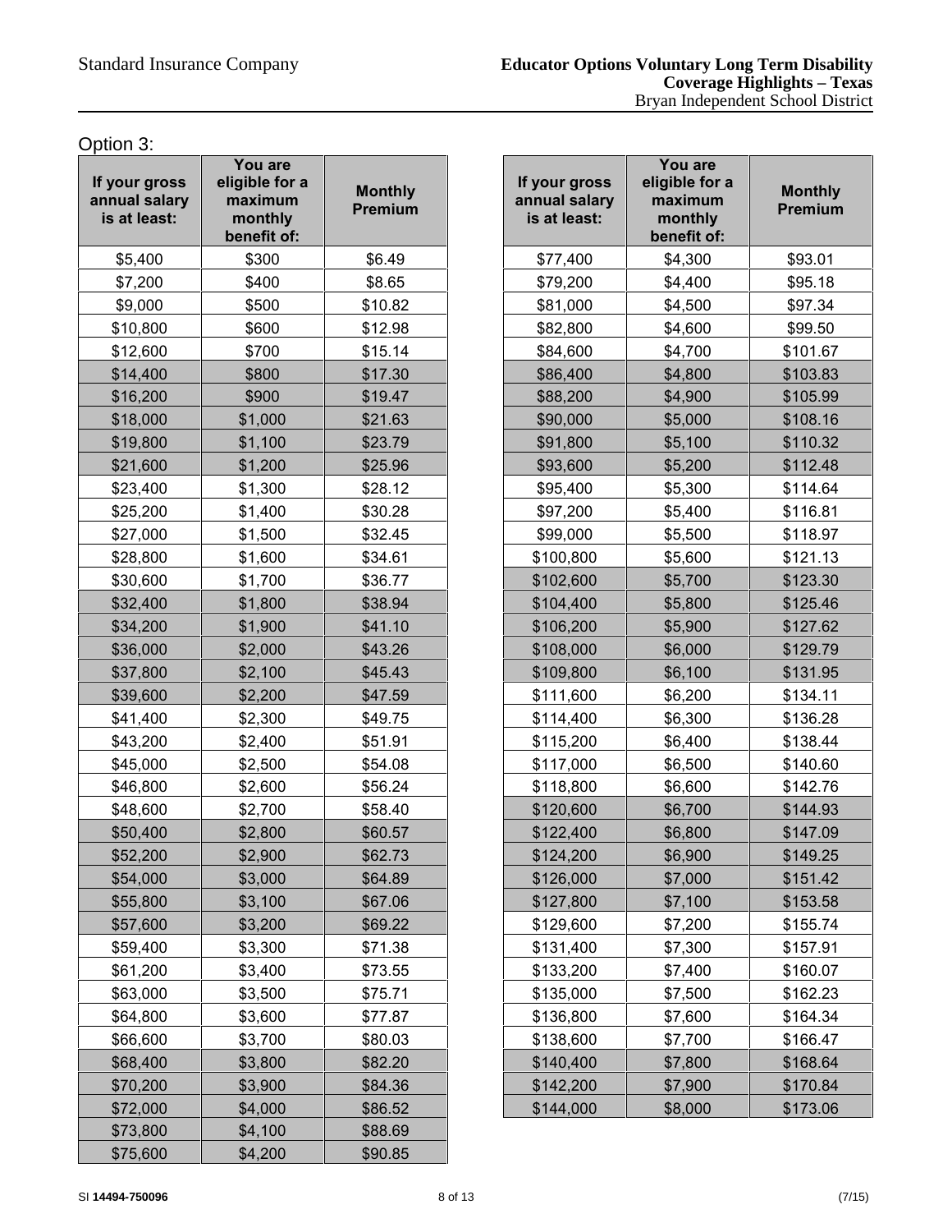Option 3:

| If your gross annual salary is at least: | You are eligible for a maximum monthly benefit of: | Monthly Premium |
|---|---|---|
| $5,400 | $300 | $6.49 |
| $7,200 | $400 | $8.65 |
| $9,000 | $500 | $10.82 |
| $10,800 | $600 | $12.98 |
| $12,600 | $700 | $15.14 |
| $14,400 | $800 | $17.30 |
| $16,200 | $900 | $19.47 |
| $18,000 | $1,000 | $21.63 |
| $19,800 | $1,100 | $23.79 |
| $21,600 | $1,200 | $25.96 |
| $23,400 | $1,300 | $28.12 |
| $25,200 | $1,400 | $30.28 |
| $27,000 | $1,500 | $32.45 |
| $28,800 | $1,600 | $34.61 |
| $30,600 | $1,700 | $36.77 |
| $32,400 | $1,800 | $38.94 |
| $34,200 | $1,900 | $41.10 |
| $36,000 | $2,000 | $43.26 |
| $37,800 | $2,100 | $45.43 |
| $39,600 | $2,200 | $47.59 |
| $41,400 | $2,300 | $49.75 |
| $43,200 | $2,400 | $51.91 |
| $45,000 | $2,500 | $54.08 |
| $46,800 | $2,600 | $56.24 |
| $48,600 | $2,700 | $58.40 |
| $50,400 | $2,800 | $60.57 |
| $52,200 | $2,900 | $62.73 |
| $54,000 | $3,000 | $64.89 |
| $55,800 | $3,100 | $67.06 |
| $57,600 | $3,200 | $69.22 |
| $59,400 | $3,300 | $71.38 |
| $61,200 | $3,400 | $73.55 |
| $63,000 | $3,500 | $75.71 |
| $64,800 | $3,600 | $77.87 |
| $66,600 | $3,700 | $80.03 |
| $68,400 | $3,800 | $82.20 |
| $70,200 | $3,900 | $84.36 |
| $72,000 | $4,000 | $86.52 |
| $73,800 | $4,100 | $88.69 |
| $75,600 | $4,200 | $90.85 |
| $77,400 | $4,300 | $93.01 |
| $79,200 | $4,400 | $95.18 |
| $81,000 | $4,500 | $97.34 |
| $82,800 | $4,600 | $99.50 |
| $84,600 | $4,700 | $101.67 |
| $86,400 | $4,800 | $103.83 |
| $88,200 | $4,900 | $105.99 |
| $90,000 | $5,000 | $108.16 |
| $91,800 | $5,100 | $110.32 |
| $93,600 | $5,200 | $112.48 |
| $95,400 | $5,300 | $114.64 |
| $97,200 | $5,400 | $116.81 |
| $99,000 | $5,500 | $118.97 |
| $100,800 | $5,600 | $121.13 |
| $102,600 | $5,700 | $123.30 |
| $104,400 | $5,800 | $125.46 |
| $106,200 | $5,900 | $127.62 |
| $108,000 | $6,000 | $129.79 |
| $109,800 | $6,100 | $131.95 |
| $111,600 | $6,200 | $134.11 |
| $114,400 | $6,300 | $136.28 |
| $115,200 | $6,400 | $138.44 |
| $117,000 | $6,500 | $140.60 |
| $118,800 | $6,600 | $142.76 |
| $120,600 | $6,700 | $144.93 |
| $122,400 | $6,800 | $147.09 |
| $124,200 | $6,900 | $149.25 |
| $126,000 | $7,000 | $151.42 |
| $127,800 | $7,100 | $153.58 |
| $129,600 | $7,200 | $155.74 |
| $131,400 | $7,300 | $157.91 |
| $133,200 | $7,400 | $160.07 |
| $135,000 | $7,500 | $162.23 |
| $136,800 | $7,600 | $164.34 |
| $138,600 | $7,700 | $166.47 |
| $140,400 | $7,800 | $168.64 |
| $142,200 | $7,900 | $170.84 |
| $144,000 | $8,000 | $173.06 |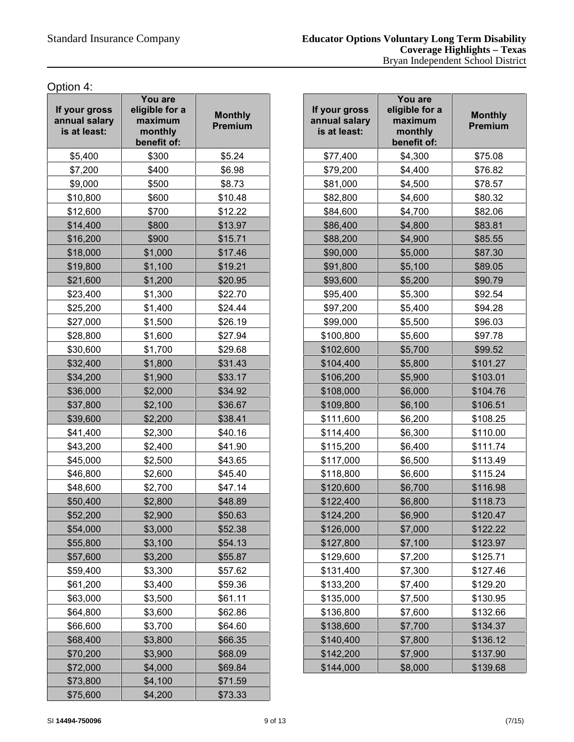Option 4:

| If your gross annual salary is at least: | You are eligible for a maximum monthly benefit of: | Monthly Premium |
|---|---|---|
| $5,400 | $300 | $5.24 |
| $7,200 | $400 | $6.98 |
| $9,000 | $500 | $8.73 |
| $10,800 | $600 | $10.48 |
| $12,600 | $700 | $12.22 |
| $14,400 | $800 | $13.97 |
| $16,200 | $900 | $15.71 |
| $18,000 | $1,000 | $17.46 |
| $19,800 | $1,100 | $19.21 |
| $21,600 | $1,200 | $20.95 |
| $23,400 | $1,300 | $22.70 |
| $25,200 | $1,400 | $24.44 |
| $27,000 | $1,500 | $26.19 |
| $28,800 | $1,600 | $27.94 |
| $30,600 | $1,700 | $29.68 |
| $32,400 | $1,800 | $31.43 |
| $34,200 | $1,900 | $33.17 |
| $36,000 | $2,000 | $34.92 |
| $37,800 | $2,100 | $36.67 |
| $39,600 | $2,200 | $38.41 |
| $41,400 | $2,300 | $40.16 |
| $43,200 | $2,400 | $41.90 |
| $45,000 | $2,500 | $43.65 |
| $46,800 | $2,600 | $45.40 |
| $48,600 | $2,700 | $47.14 |
| $50,400 | $2,800 | $48.89 |
| $52,200 | $2,900 | $50.63 |
| $54,000 | $3,000 | $52.38 |
| $55,800 | $3,100 | $54.13 |
| $57,600 | $3,200 | $55.87 |
| $59,400 | $3,300 | $57.62 |
| $61,200 | $3,400 | $59.36 |
| $63,000 | $3,500 | $61.11 |
| $64,800 | $3,600 | $62.86 |
| $66,600 | $3,700 | $64.60 |
| $68,400 | $3,800 | $66.35 |
| $70,200 | $3,900 | $68.09 |
| $72,000 | $4,000 | $69.84 |
| $73,800 | $4,100 | $71.59 |
| $75,600 | $4,200 | $73.33 |
| $77,400 | $4,300 | $75.08 |
| $79,200 | $4,400 | $76.82 |
| $81,000 | $4,500 | $78.57 |
| $82,800 | $4,600 | $80.32 |
| $84,600 | $4,700 | $82.06 |
| $86,400 | $4,800 | $83.81 |
| $88,200 | $4,900 | $85.55 |
| $90,000 | $5,000 | $87.30 |
| $91,800 | $5,100 | $89.05 |
| $93,600 | $5,200 | $90.79 |
| $95,400 | $5,300 | $92.54 |
| $97,200 | $5,400 | $94.28 |
| $99,000 | $5,500 | $96.03 |
| $100,800 | $5,600 | $97.78 |
| $102,600 | $5,700 | $99.52 |
| $104,400 | $5,800 | $101.27 |
| $106,200 | $5,900 | $103.01 |
| $108,000 | $6,000 | $104.76 |
| $109,800 | $6,100 | $106.51 |
| $111,600 | $6,200 | $108.25 |
| $114,400 | $6,300 | $110.00 |
| $115,200 | $6,400 | $111.74 |
| $117,000 | $6,500 | $113.49 |
| $118,800 | $6,600 | $115.24 |
| $120,600 | $6,700 | $116.98 |
| $122,400 | $6,800 | $118.73 |
| $124,200 | $6,900 | $120.47 |
| $126,000 | $7,000 | $122.22 |
| $127,800 | $7,100 | $123.97 |
| $129,600 | $7,200 | $125.71 |
| $131,400 | $7,300 | $127.46 |
| $133,200 | $7,400 | $129.20 |
| $135,000 | $7,500 | $130.95 |
| $136,800 | $7,600 | $132.66 |
| $138,600 | $7,700 | $134.37 |
| $140,400 | $7,800 | $136.12 |
| $142,200 | $7,900 | $137.90 |
| $144,000 | $8,000 | $139.68 |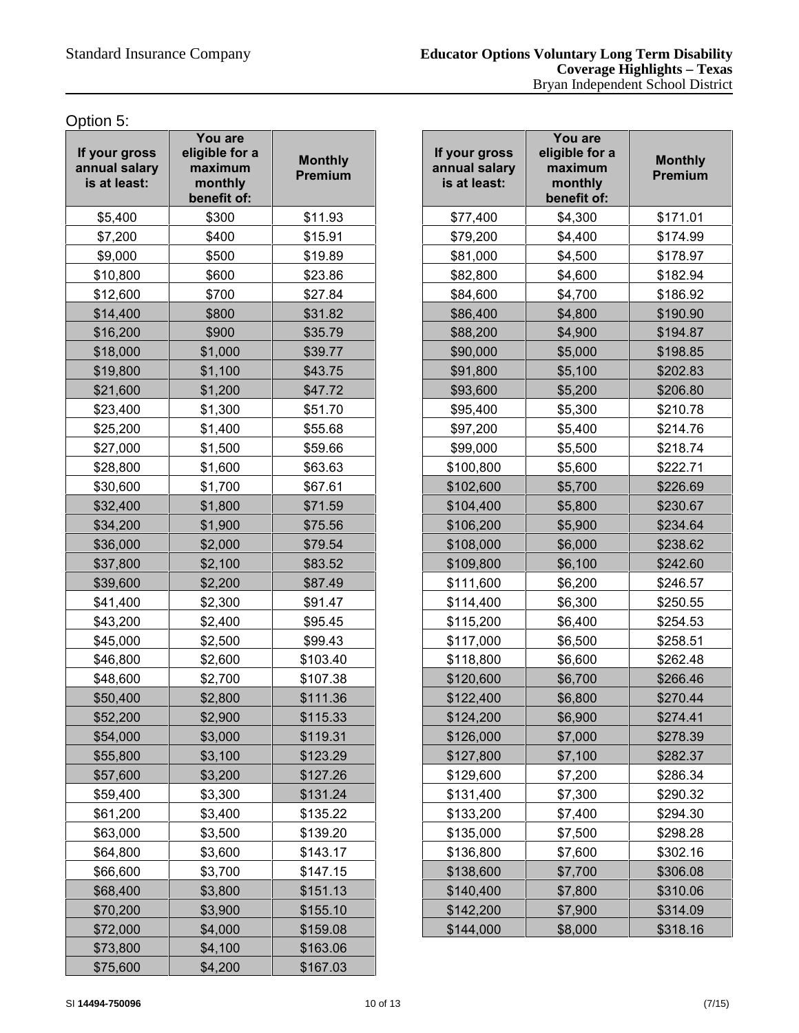Option 5:

| If your gross annual salary is at least: | You are eligible for a maximum monthly benefit of: | Monthly Premium |
|---|---|---|
| $5,400 | $300 | $11.93 |
| $7,200 | $400 | $15.91 |
| $9,000 | $500 | $19.89 |
| $10,800 | $600 | $23.86 |
| $12,600 | $700 | $27.84 |
| $14,400 | $800 | $31.82 |
| $16,200 | $900 | $35.79 |
| $18,000 | $1,000 | $39.77 |
| $19,800 | $1,100 | $43.75 |
| $21,600 | $1,200 | $47.72 |
| $23,400 | $1,300 | $51.70 |
| $25,200 | $1,400 | $55.68 |
| $27,000 | $1,500 | $59.66 |
| $28,800 | $1,600 | $63.63 |
| $30,600 | $1,700 | $67.61 |
| $32,400 | $1,800 | $71.59 |
| $34,200 | $1,900 | $75.56 |
| $36,000 | $2,000 | $79.54 |
| $37,800 | $2,100 | $83.52 |
| $39,600 | $2,200 | $87.49 |
| $41,400 | $2,300 | $91.47 |
| $43,200 | $2,400 | $95.45 |
| $45,000 | $2,500 | $99.43 |
| $46,800 | $2,600 | $103.40 |
| $48,600 | $2,700 | $107.38 |
| $50,400 | $2,800 | $111.36 |
| $52,200 | $2,900 | $115.33 |
| $54,000 | $3,000 | $119.31 |
| $55,800 | $3,100 | $123.29 |
| $57,600 | $3,200 | $127.26 |
| $59,400 | $3,300 | $131.24 |
| $61,200 | $3,400 | $135.22 |
| $63,000 | $3,500 | $139.20 |
| $64,800 | $3,600 | $143.17 |
| $66,600 | $3,700 | $147.15 |
| $68,400 | $3,800 | $151.13 |
| $70,200 | $3,900 | $155.10 |
| $72,000 | $4,000 | $159.08 |
| $73,800 | $4,100 | $163.06 |
| $75,600 | $4,200 | $167.03 |
| $77,400 | $4,300 | $171.01 |
| $79,200 | $4,400 | $174.99 |
| $81,000 | $4,500 | $178.97 |
| $82,800 | $4,600 | $182.94 |
| $84,600 | $4,700 | $186.92 |
| $86,400 | $4,800 | $190.90 |
| $88,200 | $4,900 | $194.87 |
| $90,000 | $5,000 | $198.85 |
| $91,800 | $5,100 | $202.83 |
| $93,600 | $5,200 | $206.80 |
| $95,400 | $5,300 | $210.78 |
| $97,200 | $5,400 | $214.76 |
| $99,000 | $5,500 | $218.74 |
| $100,800 | $5,600 | $222.71 |
| $102,600 | $5,700 | $226.69 |
| $104,400 | $5,800 | $230.67 |
| $106,200 | $5,900 | $234.64 |
| $108,000 | $6,000 | $238.62 |
| $109,800 | $6,100 | $242.60 |
| $111,600 | $6,200 | $246.57 |
| $114,400 | $6,300 | $250.55 |
| $115,200 | $6,400 | $254.53 |
| $117,000 | $6,500 | $258.51 |
| $118,800 | $6,600 | $262.48 |
| $120,600 | $6,700 | $266.46 |
| $122,400 | $6,800 | $270.44 |
| $124,200 | $6,900 | $274.41 |
| $126,000 | $7,000 | $278.39 |
| $127,800 | $7,100 | $282.37 |
| $129,600 | $7,200 | $286.34 |
| $131,400 | $7,300 | $290.32 |
| $133,200 | $7,400 | $294.30 |
| $135,000 | $7,500 | $298.28 |
| $136,800 | $7,600 | $302.16 |
| $138,600 | $7,700 | $306.08 |
| $140,400 | $7,800 | $310.06 |
| $142,200 | $7,900 | $314.09 |
| $144,000 | $8,000 | $318.16 |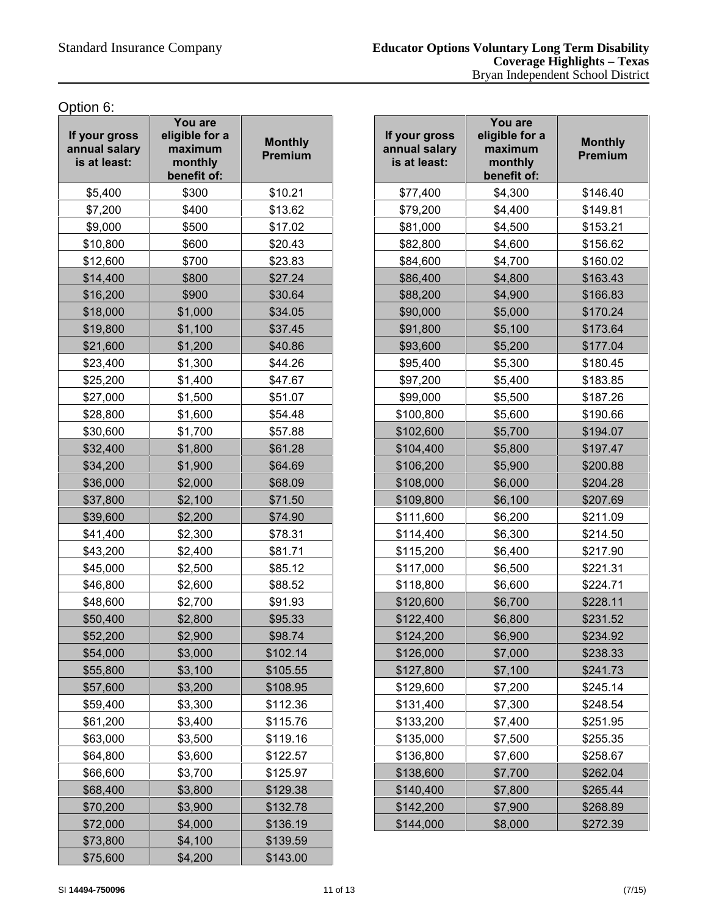Option 6:

| If your gross annual salary is at least: | You are eligible for a maximum monthly benefit of: | Monthly Premium |
|---|---|---|
| $5,400 | $300 | $10.21 |
| $7,200 | $400 | $13.62 |
| $9,000 | $500 | $17.02 |
| $10,800 | $600 | $20.43 |
| $12,600 | $700 | $23.83 |
| $14,400 | $800 | $27.24 |
| $16,200 | $900 | $30.64 |
| $18,000 | $1,000 | $34.05 |
| $19,800 | $1,100 | $37.45 |
| $21,600 | $1,200 | $40.86 |
| $23,400 | $1,300 | $44.26 |
| $25,200 | $1,400 | $47.67 |
| $27,000 | $1,500 | $51.07 |
| $28,800 | $1,600 | $54.48 |
| $30,600 | $1,700 | $57.88 |
| $32,400 | $1,800 | $61.28 |
| $34,200 | $1,900 | $64.69 |
| $36,000 | $2,000 | $68.09 |
| $37,800 | $2,100 | $71.50 |
| $39,600 | $2,200 | $74.90 |
| $41,400 | $2,300 | $78.31 |
| $43,200 | $2,400 | $81.71 |
| $45,000 | $2,500 | $85.12 |
| $46,800 | $2,600 | $88.52 |
| $48,600 | $2,700 | $91.93 |
| $50,400 | $2,800 | $95.33 |
| $52,200 | $2,900 | $98.74 |
| $54,000 | $3,000 | $102.14 |
| $55,800 | $3,100 | $105.55 |
| $57,600 | $3,200 | $108.95 |
| $59,400 | $3,300 | $112.36 |
| $61,200 | $3,400 | $115.76 |
| $63,000 | $3,500 | $119.16 |
| $64,800 | $3,600 | $122.57 |
| $66,600 | $3,700 | $125.97 |
| $68,400 | $3,800 | $129.38 |
| $70,200 | $3,900 | $132.78 |
| $72,000 | $4,000 | $136.19 |
| $73,800 | $4,100 | $139.59 |
| $75,600 | $4,200 | $143.00 |
| $77,400 | $4,300 | $146.40 |
| $79,200 | $4,400 | $149.81 |
| $81,000 | $4,500 | $153.21 |
| $82,800 | $4,600 | $156.62 |
| $84,600 | $4,700 | $160.02 |
| $86,400 | $4,800 | $163.43 |
| $88,200 | $4,900 | $166.83 |
| $90,000 | $5,000 | $170.24 |
| $91,800 | $5,100 | $173.64 |
| $93,600 | $5,200 | $177.04 |
| $95,400 | $5,300 | $180.45 |
| $97,200 | $5,400 | $183.85 |
| $99,000 | $5,500 | $187.26 |
| $100,800 | $5,600 | $190.66 |
| $102,600 | $5,700 | $194.07 |
| $104,400 | $5,800 | $197.47 |
| $106,200 | $5,900 | $200.88 |
| $108,000 | $6,000 | $204.28 |
| $109,800 | $6,100 | $207.69 |
| $111,600 | $6,200 | $211.09 |
| $114,400 | $6,300 | $214.50 |
| $115,200 | $6,400 | $217.90 |
| $117,000 | $6,500 | $221.31 |
| $118,800 | $6,600 | $224.71 |
| $120,600 | $6,700 | $228.11 |
| $122,400 | $6,800 | $231.52 |
| $124,200 | $6,900 | $234.92 |
| $126,000 | $7,000 | $238.33 |
| $127,800 | $7,100 | $241.73 |
| $129,600 | $7,200 | $245.14 |
| $131,400 | $7,300 | $248.54 |
| $133,200 | $7,400 | $251.95 |
| $135,000 | $7,500 | $255.35 |
| $136,800 | $7,600 | $258.67 |
| $138,600 | $7,700 | $262.04 |
| $140,400 | $7,800 | $265.44 |
| $142,200 | $7,900 | $268.89 |
| $144,000 | $8,000 | $272.39 |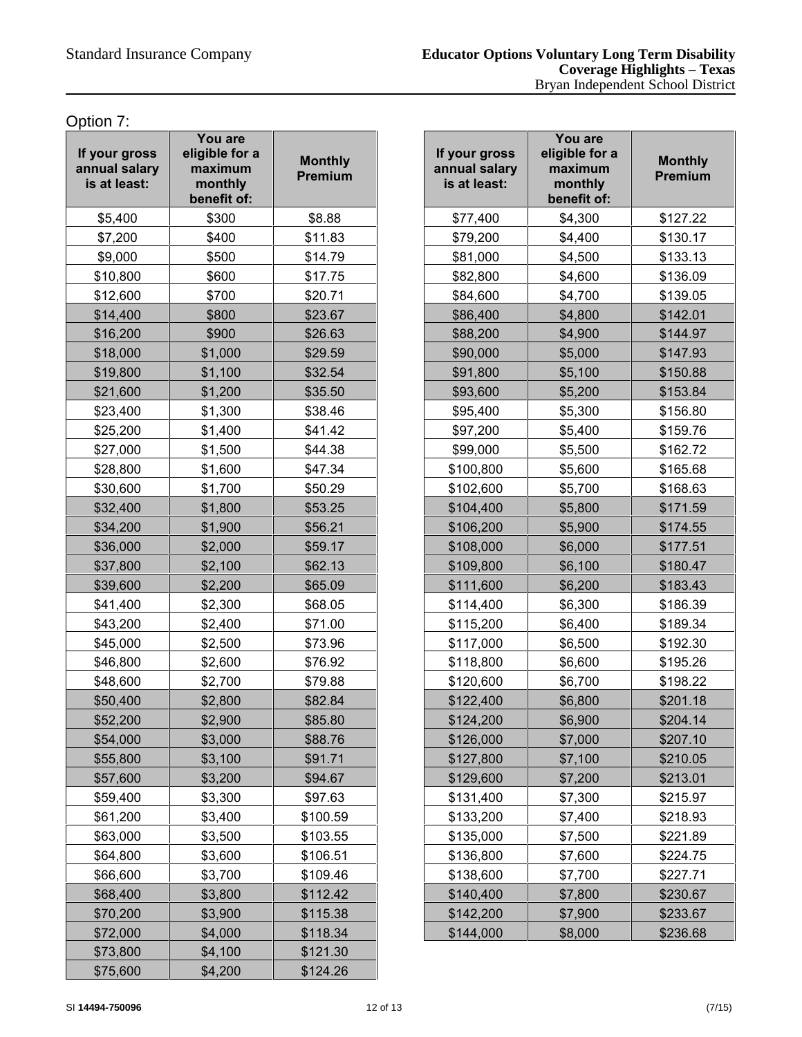Option 7:

| If your gross annual salary is at least: | You are eligible for a maximum monthly benefit of: | Monthly Premium |
|---|---|---|
| $5,400 | $300 | $8.88 |
| $7,200 | $400 | $11.83 |
| $9,000 | $500 | $14.79 |
| $10,800 | $600 | $17.75 |
| $12,600 | $700 | $20.71 |
| $14,400 | $800 | $23.67 |
| $16,200 | $900 | $26.63 |
| $18,000 | $1,000 | $29.59 |
| $19,800 | $1,100 | $32.54 |
| $21,600 | $1,200 | $35.50 |
| $23,400 | $1,300 | $38.46 |
| $25,200 | $1,400 | $41.42 |
| $27,000 | $1,500 | $44.38 |
| $28,800 | $1,600 | $47.34 |
| $30,600 | $1,700 | $50.29 |
| $32,400 | $1,800 | $53.25 |
| $34,200 | $1,900 | $56.21 |
| $36,000 | $2,000 | $59.17 |
| $37,800 | $2,100 | $62.13 |
| $39,600 | $2,200 | $65.09 |
| $41,400 | $2,300 | $68.05 |
| $43,200 | $2,400 | $71.00 |
| $45,000 | $2,500 | $73.96 |
| $46,800 | $2,600 | $76.92 |
| $48,600 | $2,700 | $79.88 |
| $50,400 | $2,800 | $82.84 |
| $52,200 | $2,900 | $85.80 |
| $54,000 | $3,000 | $88.76 |
| $55,800 | $3,100 | $91.71 |
| $57,600 | $3,200 | $94.67 |
| $59,400 | $3,300 | $97.63 |
| $61,200 | $3,400 | $100.59 |
| $63,000 | $3,500 | $103.55 |
| $64,800 | $3,600 | $106.51 |
| $66,600 | $3,700 | $109.46 |
| $68,400 | $3,800 | $112.42 |
| $70,200 | $3,900 | $115.38 |
| $72,000 | $4,000 | $118.34 |
| $73,800 | $4,100 | $121.30 |
| $75,600 | $4,200 | $124.26 |
| $77,400 | $4,300 | $127.22 |
| $79,200 | $4,400 | $130.17 |
| $81,000 | $4,500 | $133.13 |
| $82,800 | $4,600 | $136.09 |
| $84,600 | $4,700 | $139.05 |
| $86,400 | $4,800 | $142.01 |
| $88,200 | $4,900 | $144.97 |
| $90,000 | $5,000 | $147.93 |
| $91,800 | $5,100 | $150.88 |
| $93,600 | $5,200 | $153.84 |
| $95,400 | $5,300 | $156.80 |
| $97,200 | $5,400 | $159.76 |
| $99,000 | $5,500 | $162.72 |
| $100,800 | $5,600 | $165.68 |
| $102,600 | $5,700 | $168.63 |
| $104,400 | $5,800 | $171.59 |
| $106,200 | $5,900 | $174.55 |
| $108,000 | $6,000 | $177.51 |
| $109,800 | $6,100 | $180.47 |
| $111,600 | $6,200 | $183.43 |
| $114,400 | $6,300 | $186.39 |
| $115,200 | $6,400 | $189.34 |
| $117,000 | $6,500 | $192.30 |
| $118,800 | $6,600 | $195.26 |
| $120,600 | $6,700 | $198.22 |
| $122,400 | $6,800 | $201.18 |
| $124,200 | $6,900 | $204.14 |
| $126,000 | $7,000 | $207.10 |
| $127,800 | $7,100 | $210.05 |
| $129,600 | $7,200 | $213.01 |
| $131,400 | $7,300 | $215.97 |
| $133,200 | $7,400 | $218.93 |
| $135,000 | $7,500 | $221.89 |
| $136,800 | $7,600 | $224.75 |
| $138,600 | $7,700 | $227.71 |
| $140,400 | $7,800 | $230.67 |
| $142,200 | $7,900 | $233.67 |
| $144,000 | $8,000 | $236.68 |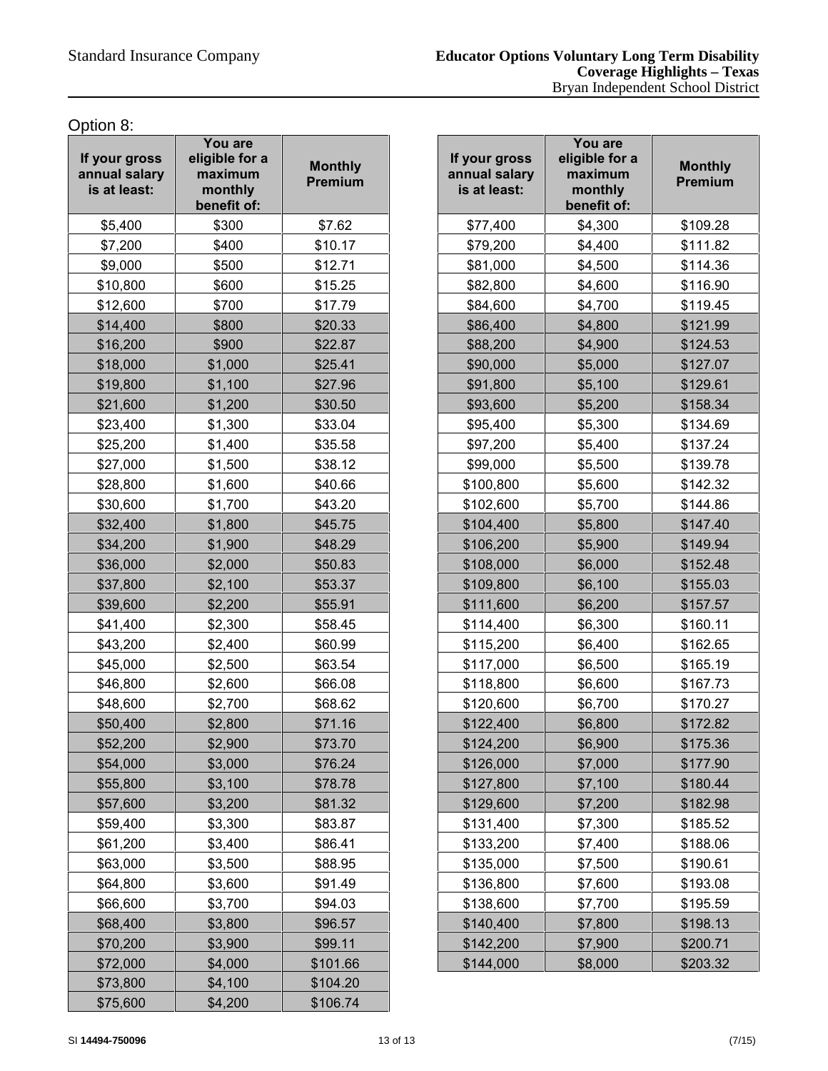Option 8:

| If your gross annual salary is at least: | You are eligible for a maximum monthly benefit of: | Monthly Premium |
|---|---|---|
| $5,400 | $300 | $7.62 |
| $7,200 | $400 | $10.17 |
| $9,000 | $500 | $12.71 |
| $10,800 | $600 | $15.25 |
| $12,600 | $700 | $17.79 |
| $14,400 | $800 | $20.33 |
| $16,200 | $900 | $22.87 |
| $18,000 | $1,000 | $25.41 |
| $19,800 | $1,100 | $27.96 |
| $21,600 | $1,200 | $30.50 |
| $23,400 | $1,300 | $33.04 |
| $25,200 | $1,400 | $35.58 |
| $27,000 | $1,500 | $38.12 |
| $28,800 | $1,600 | $40.66 |
| $30,600 | $1,700 | $43.20 |
| $32,400 | $1,800 | $45.75 |
| $34,200 | $1,900 | $48.29 |
| $36,000 | $2,000 | $50.83 |
| $37,800 | $2,100 | $53.37 |
| $39,600 | $2,200 | $55.91 |
| $41,400 | $2,300 | $58.45 |
| $43,200 | $2,400 | $60.99 |
| $45,000 | $2,500 | $63.54 |
| $46,800 | $2,600 | $66.08 |
| $48,600 | $2,700 | $68.62 |
| $50,400 | $2,800 | $71.16 |
| $52,200 | $2,900 | $73.70 |
| $54,000 | $3,000 | $76.24 |
| $55,800 | $3,100 | $78.78 |
| $57,600 | $3,200 | $81.32 |
| $59,400 | $3,300 | $83.87 |
| $61,200 | $3,400 | $86.41 |
| $63,000 | $3,500 | $88.95 |
| $64,800 | $3,600 | $91.49 |
| $66,600 | $3,700 | $94.03 |
| $68,400 | $3,800 | $96.57 |
| $70,200 | $3,900 | $99.11 |
| $72,000 | $4,000 | $101.66 |
| $73,800 | $4,100 | $104.20 |
| $75,600 | $4,200 | $106.74 |
| $77,400 | $4,300 | $109.28 |
| $79,200 | $4,400 | $111.82 |
| $81,000 | $4,500 | $114.36 |
| $82,800 | $4,600 | $116.90 |
| $84,600 | $4,700 | $119.45 |
| $86,400 | $4,800 | $121.99 |
| $88,200 | $4,900 | $124.53 |
| $90,000 | $5,000 | $127.07 |
| $91,800 | $5,100 | $129.61 |
| $93,600 | $5,200 | $158.34 |
| $95,400 | $5,300 | $134.69 |
| $97,200 | $5,400 | $137.24 |
| $99,000 | $5,500 | $139.78 |
| $100,800 | $5,600 | $142.32 |
| $102,600 | $5,700 | $144.86 |
| $104,400 | $5,800 | $147.40 |
| $106,200 | $5,900 | $149.94 |
| $108,000 | $6,000 | $152.48 |
| $109,800 | $6,100 | $155.03 |
| $111,600 | $6,200 | $157.57 |
| $114,400 | $6,300 | $160.11 |
| $115,200 | $6,400 | $162.65 |
| $117,000 | $6,500 | $165.19 |
| $118,800 | $6,600 | $167.73 |
| $120,600 | $6,700 | $170.27 |
| $122,400 | $6,800 | $172.82 |
| $124,200 | $6,900 | $175.36 |
| $126,000 | $7,000 | $177.90 |
| $127,800 | $7,100 | $180.44 |
| $129,600 | $7,200 | $182.98 |
| $131,400 | $7,300 | $185.52 |
| $133,200 | $7,400 | $188.06 |
| $135,000 | $7,500 | $190.61 |
| $136,800 | $7,600 | $193.08 |
| $138,600 | $7,700 | $195.59 |
| $140,400 | $7,800 | $198.13 |
| $142,200 | $7,900 | $200.71 |
| $144,000 | $8,000 | $203.32 |